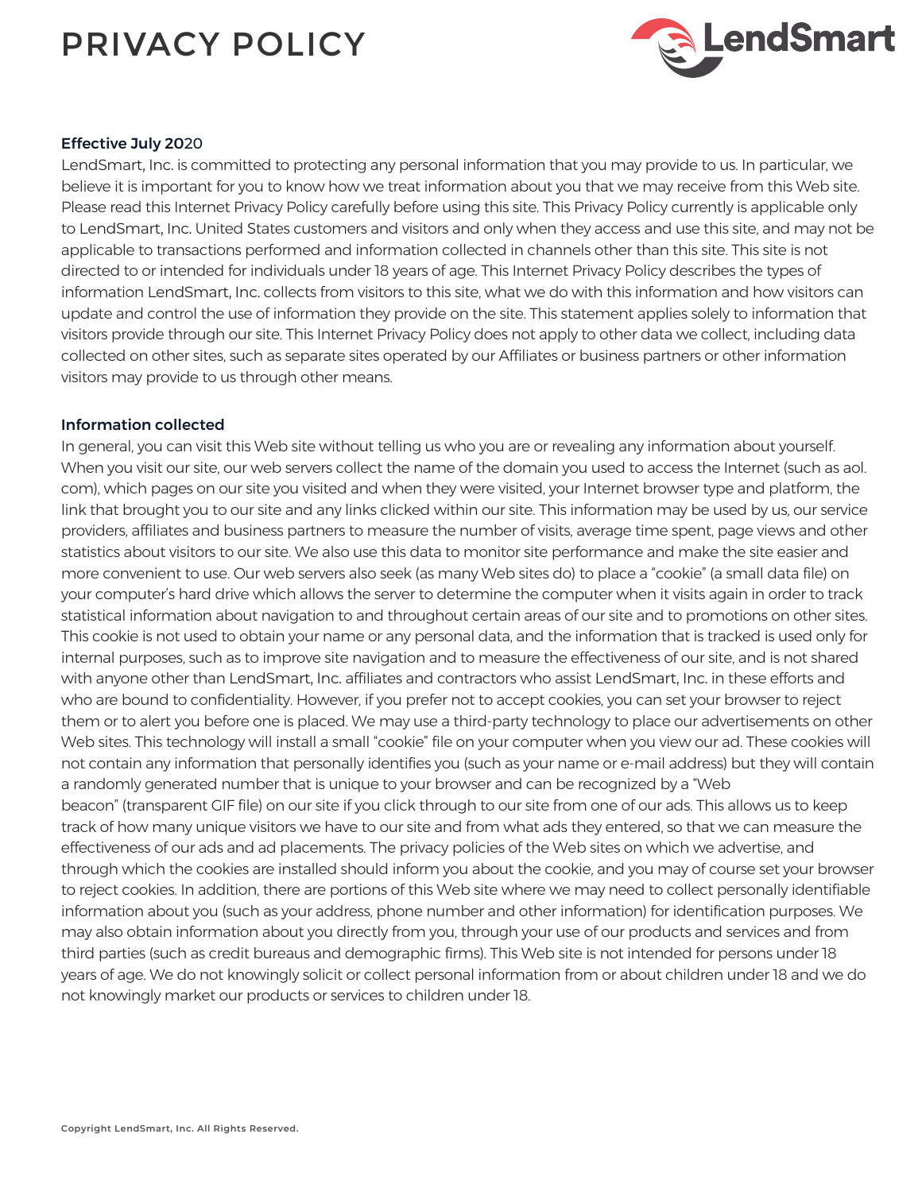# PRIVACY POLICY

LendSmart

**Effective July 2020**

LendSmart, Inc. is committed to protecting any personal information that you may provide to us. In particular, we believe it is important for you to know how we treat information about you that we may receive from this Web site. Please read this Internet Privacy Policy carefully before using this site. This Privacy Policy currently is applicable only to LendSmart, Inc. United States customers and visitors and only when they access and use this site, and may not be applicable to transactions performed and information collected in channels other than this site. This site is not directed to or intended for individuals under 18 years of age. This Internet Privacy Policy describes the types of information LendSmart, Inc. collects from visitors to this site, what we do with this information and how visitors can update and control the use of information they provide on the site. This statement applies solely to information that visitors provide through our site. This Internet Privacy Policy does not apply to other data we collect, including data collected on other sites, such as separate sites operated by our Affiliates or business partners or other information visitors may provide to us through other means.

**Information collected**

In general, you can visit this Web site without telling us who you are or revealing any information about yourself. When you visit our site, our web servers collect the name of the domain you used to access the Internet (such as aol.com), which pages on our site you visited and when they were visited, your Internet browser type and platform, the link that brought you to our site and any links clicked within our site. This information may be used by us, our service providers, affiliates and business partners to measure the number of visits, average time spent, page views and other statistics about visitors to our site. We also use this data to monitor site performance and make the site easier and more convenient to use. Our web servers also seek (as many Web sites do) to place a "cookie" (a small data file) on your computer's hard drive which allows the server to determine the computer when it visits again in order to track statistical information about navigation to and throughout certain areas of our site and to promotions on other sites. This cookie is not used to obtain your name or any personal data, and the information that is tracked is used only for internal purposes, such as to improve site navigation and to measure the effectiveness of our site, and is not shared with anyone other than LendSmart, Inc. affiliates and contractors who assist LendSmart, Inc. in these efforts and who are bound to confidentiality. However, if you prefer not to accept cookies, you can set your browser to reject them or to alert you before one is placed. We may use a third-party technology to place our advertisements on other Web sites. This technology will install a small "cookie" file on your computer when you view our ad. These cookies will not contain any information that personally identifies you (such as your name or e-mail address) but they will contain a randomly generated number that is unique to your browser and can be recognized by a "Web beacon" (transparent GIF file) on our site if you click through to our site from one of our ads. This allows us to keep track of how many unique visitors we have to our site and from what ads they entered, so that we can measure the effectiveness of our ads and ad placements. The privacy policies of the Web sites on which we advertise, and through which the cookies are installed should inform you about the cookie, and you may of course set your browser to reject cookies. In addition, there are portions of this Web site where we may need to collect personally identifiable information about you (such as your address, phone number and other information) for identification purposes. We may also obtain information about you directly from you, through your use of our products and services and from third parties (such as credit bureaus and demographic firms). This Web site is not intended for persons under 18 years of age. We do not knowingly solicit or collect personal information from or about children under 18 and we do not knowingly market our products or services to children under 18.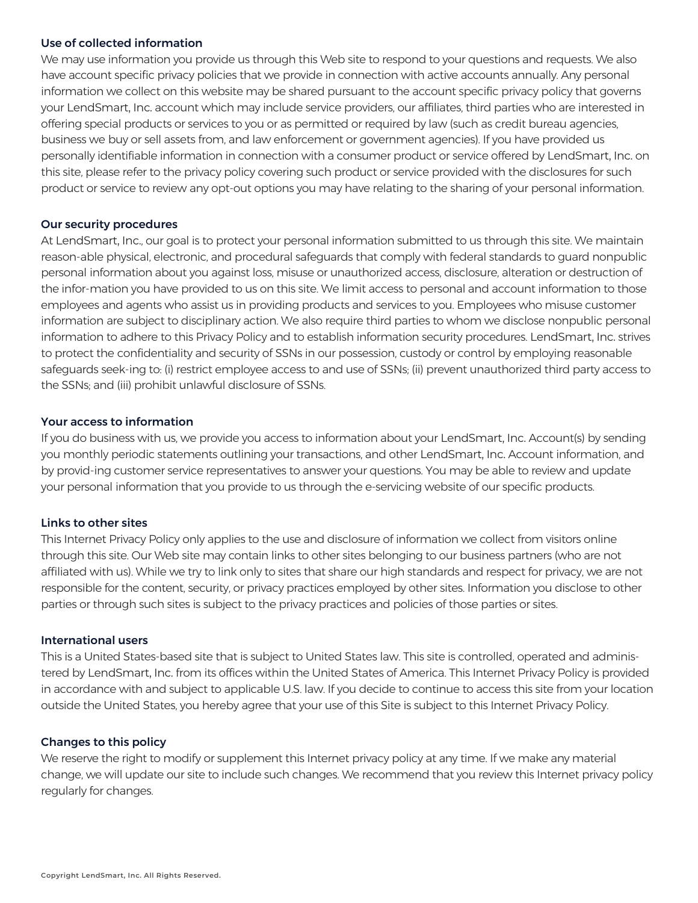### Use of collected information

We may use information you provide us through this Web site to respond to your questions and requests. We also have account specific privacy policies that we provide in connection with active accounts annually. Any personal information we collect on this website may be shared pursuant to the account specific privacy policy that governs your LendSmart, Inc. account which may include service providers, our affiliates, third parties who are interested in offering special products or services to you or as permitted or required by law (such as credit bureau agencies, business we buy or sell assets from, and law enforcement or government agencies). If you have provided us personally identifiable information in connection with a consumer product or service offered by LendSmart, Inc. on this site, please refer to the privacy policy covering such product or service provided with the disclosures for such product or service to review any opt-out options you may have relating to the sharing of your personal information.

### Our security procedures

At LendSmart, Inc., our goal is to protect your personal information submitted to us through this site. We maintain reason-able physical, electronic, and procedural safeguards that comply with federal standards to guard nonpublic personal information about you against loss, misuse or unauthorized access, disclosure, alteration or destruction of the infor-mation you have provided to us on this site. We limit access to personal and account information to those employees and agents who assist us in providing products and services to you. Employees who misuse customer information are subject to disciplinary action. We also require third parties to whom we disclose nonpublic personal information to adhere to this Privacy Policy and to establish information security procedures. LendSmart, Inc. strives to protect the confidentiality and security of SSNs in our possession, custody or control by employing reasonable safeguards seek-ing to: (i) restrict employee access to and use of SSNs; (ii) prevent unauthorized third party access to the SSNs; and (iii) prohibit unlawful disclosure of SSNs.

### Your access to information

If you do business with us, we provide you access to information about your LendSmart, Inc. Account(s) by sending you monthly periodic statements outlining your transactions, and other LendSmart, Inc. Account information, and by provid-ing customer service representatives to answer your questions. You may be able to review and update your personal information that you provide to us through the e-servicing website of our specific products.

### Links to other sites

This Internet Privacy Policy only applies to the use and disclosure of information we collect from visitors online through this site. Our Web site may contain links to other sites belonging to our business partners (who are not affiliated with us). While we try to link only to sites that share our high standards and respect for privacy, we are not responsible for the content, security, or privacy practices employed by other sites. Information you disclose to other parties or through such sites is subject to the privacy practices and policies of those parties or sites.

### International users

This is a United States-based site that is subject to United States law. This site is controlled, operated and administered by LendSmart, Inc. from its offices within the United States of America. This Internet Privacy Policy is provided in accordance with and subject to applicable U.S. law. If you decide to continue to access this site from your location outside the United States, you hereby agree that your use of this Site is subject to this Internet Privacy Policy.

### Changes to this policy

We reserve the right to modify or supplement this Internet privacy policy at any time. If we make any material change, we will update our site to include such changes. We recommend that you review this Internet privacy policy regularly for changes.

Copyright LendSmart, Inc. All Rights Reserved.